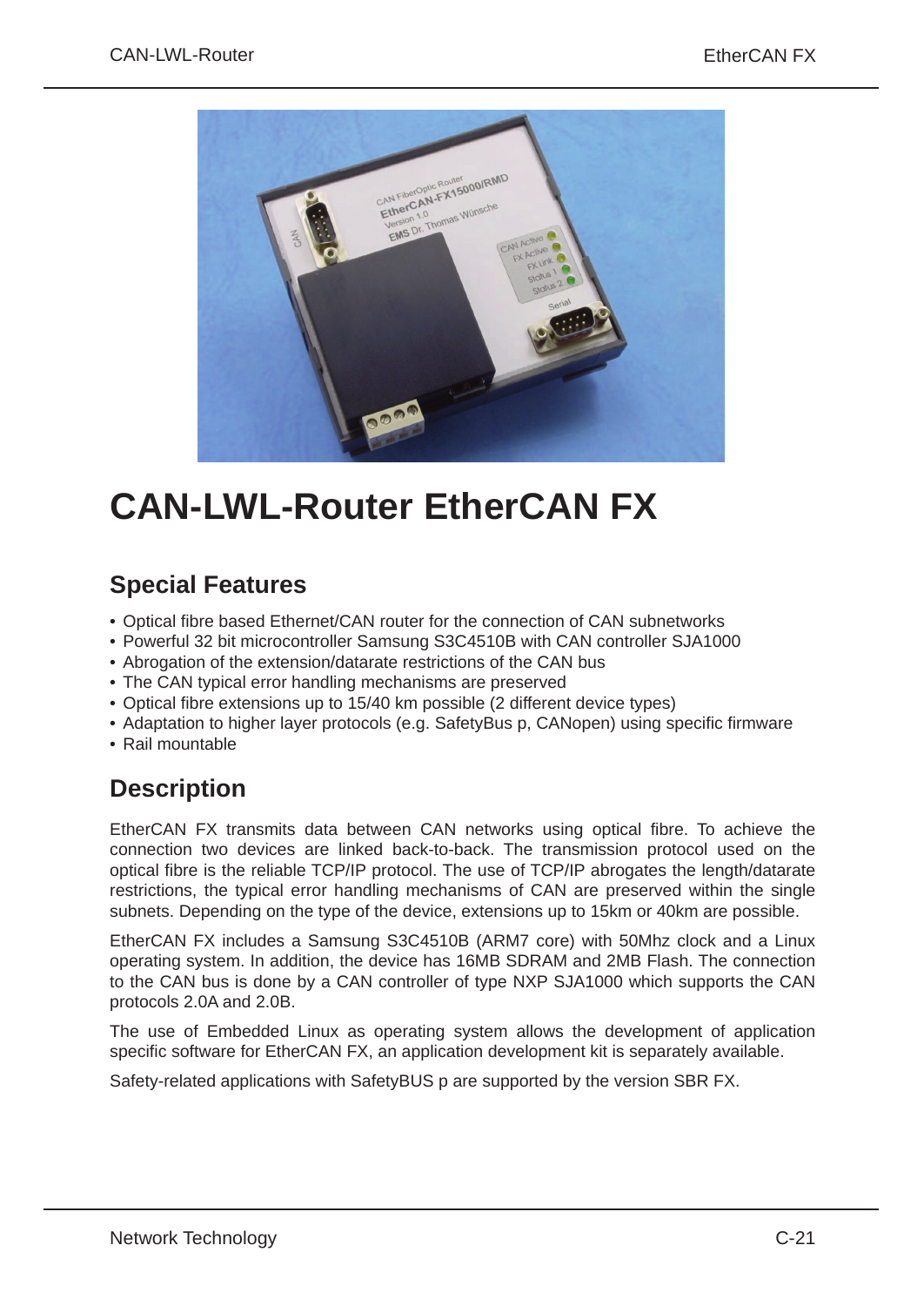# CAN-LWL-Router EtherCAN FX

## Special Features

- Optical fibre based Ethernet/CAN router for the connection of CAN subnetworks
- Powerful 32 bit microcontroller Samsung S3C4510B with CAN controller SJA1000
- Abrogation of the extension/datarate restrictions of the CAN bus
- The CAN typical error handling mechanisms are preserved
- Optical fibre extensions up to 15/40 km possible (2 different device types)
- Adaptation to higher layer protocols (e.g. SafetyBus p, CANopen) using specific firmware
- Rail mountable

## Description

EtherCAN FX transmits data between CAN networks using optical fibre. To achieve the connection two devices are linked back-to-back. The transmission protocol used on the optical fibre is the reliable TCP/IP protocol. The use of TCP/IP abrogates the length/datarate restrictions, the typical error handling mechanisms of CAN are preserved within the single subnets. Depending on the type of the device, extensions up to 15km or 40km are possible.

EtherCAN FX includes a Samsung S3C4510B (ARM7 core) with 50Mhz clock and a Linux operating system. In addition, the device has 16MB SDRAM and 2MB Flash. The connection to the CAN bus is done by a CAN controller of type NXP SJA1000 which supports the CAN protocols 2.0A and 2.0B.

The use of Embedded Linux as operating system allows the development of application specific software for EtherCAN FX, an application development kit is separately available.

Safety-related applications with SafetyBUS p are supported by the version SBR FX.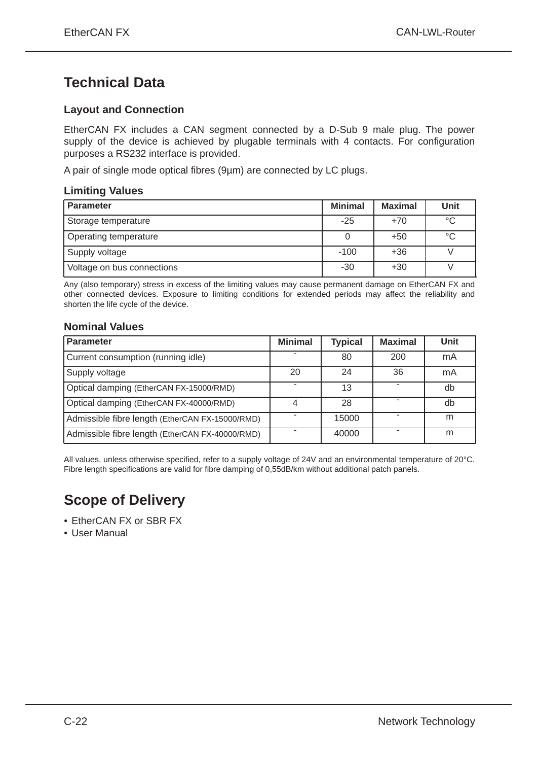# Technical Data

### Layout and Connection

EtherCAN FX includes a CAN segment connected by a D-Sub 9 male plug. The power supply of the device is achieved by plugable terminals with 4 contacts. For configuration purposes a RS232 interface is provided.

A pair of single mode optical fibres (9µm) are connected by LC plugs.

### Limiting Values

| Parameter | Minimal | Maximal | Unit |
|---|---|---|---|
| Storage temperature | -25 | +70 | °C |
| Operating temperature | 0 | +50 | °C |
| Supply voltage | -100 | +36 | V |
| Voltage on bus connections | -30 | +30 | V |

Any (also temporary) stress in excess of the limiting values may cause permanent damage on EtherCAN FX and other connected devices. Exposure to limiting conditions for extended periods may affect the reliability and shorten the life cycle of the device.

### Nominal Values

| Parameter | Minimal | Typical | Maximal | Unit |
|---|---|---|---|---|
| Current consumption (running idle) | - | 80 | 200 | mA |
| Supply voltage | 20 | 24 | 36 | mA |
| Optical damping (EtherCAN FX-15000/RMD) | - | 13 | - | db |
| Optical damping (EtherCAN FX-40000/RMD) | 4 | 28 | - | db |
| Admissible fibre length (EtherCAN FX-15000/RMD) | - | 15000 | - | m |
| Admissible fibre length (EtherCAN FX-40000/RMD) | - | 40000 | - | m |

All values, unless otherwise specified, refer to a supply voltage of 24V and an environmental temperature of 20°C. Fibre length specifications are valid for fibre damping of 0,55dB/km without additional patch panels.

# Scope of Delivery

- EtherCAN FX or SBR FX
- User Manual